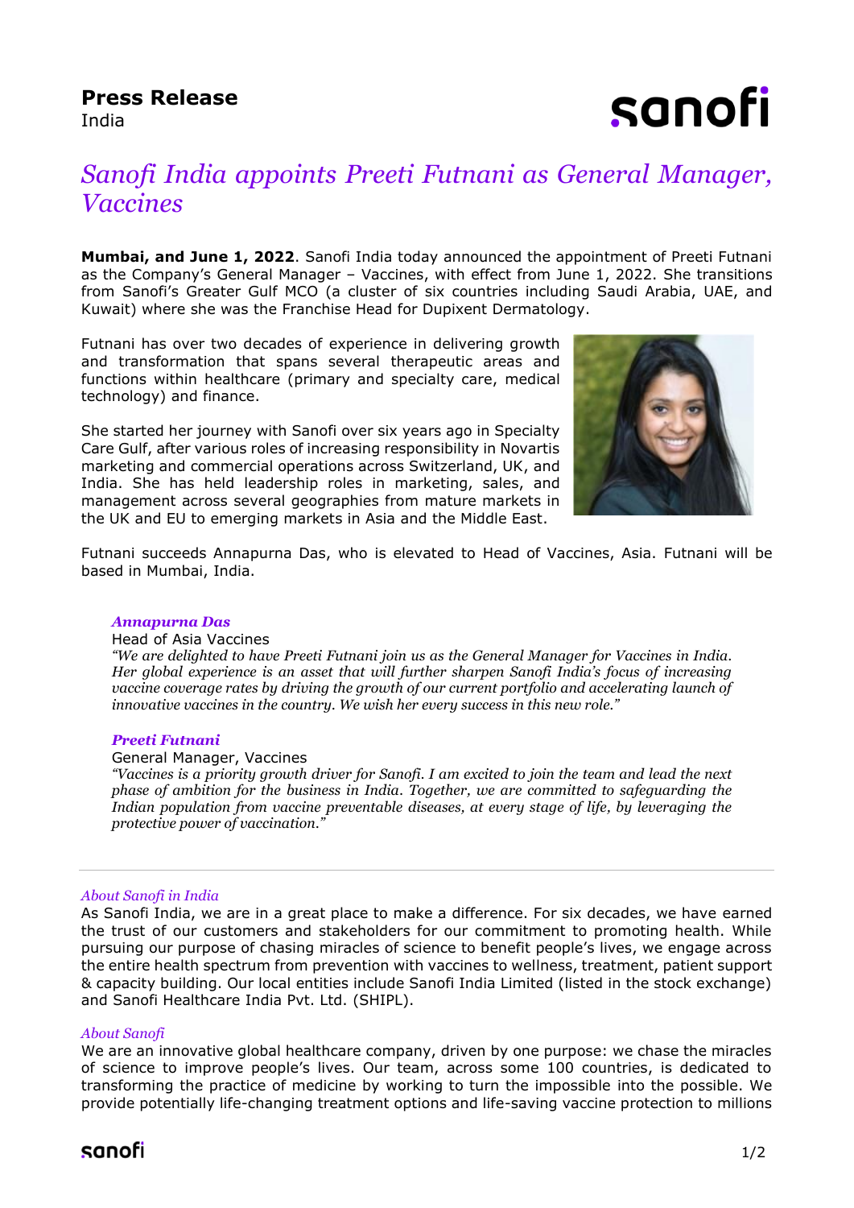**Press Release**
India

# *Sanofi India appoints Preeti Futnani as General Manager, Vaccines*

**Mumbai, and June 1, 2022**. Sanofi India today announced the appointment of Preeti Futnani as the Company's General Manager – Vaccines, with effect from June 1, 2022. She transitions from Sanofi's Greater Gulf MCO (a cluster of six countries including Saudi Arabia, UAE, and Kuwait) where she was the Franchise Head for Dupixent Dermatology.

Futnani has over two decades of experience in delivering growth and transformation that spans several therapeutic areas and functions within healthcare (primary and specialty care, medical technology) and finance.

She started her journey with Sanofi over six years ago in Specialty Care Gulf, after various roles of increasing responsibility in Novartis marketing and commercial operations across Switzerland, UK, and India. She has held leadership roles in marketing, sales, and management across several geographies from mature markets in the UK and EU to emerging markets in Asia and the Middle East.

Futnani succeeds Annapurna Das, who is elevated to Head of Vaccines, Asia. Futnani will be based in Mumbai, India.

***Annapurna Das***
Head of Asia Vaccines
*"We are delighted to have Preeti Futnani join us as the General Manager for Vaccines in India. Her global experience is an asset that will further sharpen Sanofi India's focus of increasing vaccine coverage rates by driving the growth of our current portfolio and accelerating launch of innovative vaccines in the country. We wish her every success in this new role."*

***Preeti Futnani***
General Manager, Vaccines
*"Vaccines is a priority growth driver for Sanofi. I am excited to join the team and lead the next phase of ambition for the business in India. Together, we are committed to safeguarding the Indian population from vaccine preventable diseases, at every stage of life, by leveraging the protective power of vaccination."*

---

*About Sanofi in India*
As Sanofi India, we are in a great place to make a difference. For six decades, we have earned the trust of our customers and stakeholders for our commitment to promoting health. While pursuing our purpose of chasing miracles of science to benefit people's lives, we engage across the entire health spectrum from prevention with vaccines to wellness, treatment, patient support & capacity building. Our local entities include Sanofi India Limited (listed in the stock exchange) and Sanofi Healthcare India Pvt. Ltd. (SHIPL).

*About Sanofi*
We are an innovative global healthcare company, driven by one purpose: we chase the miracles of science to improve people's lives. Our team, across some 100 countries, is dedicated to transforming the practice of medicine by working to turn the impossible into the possible. We provide potentially life-changing treatment options and life-saving vaccine protection to millions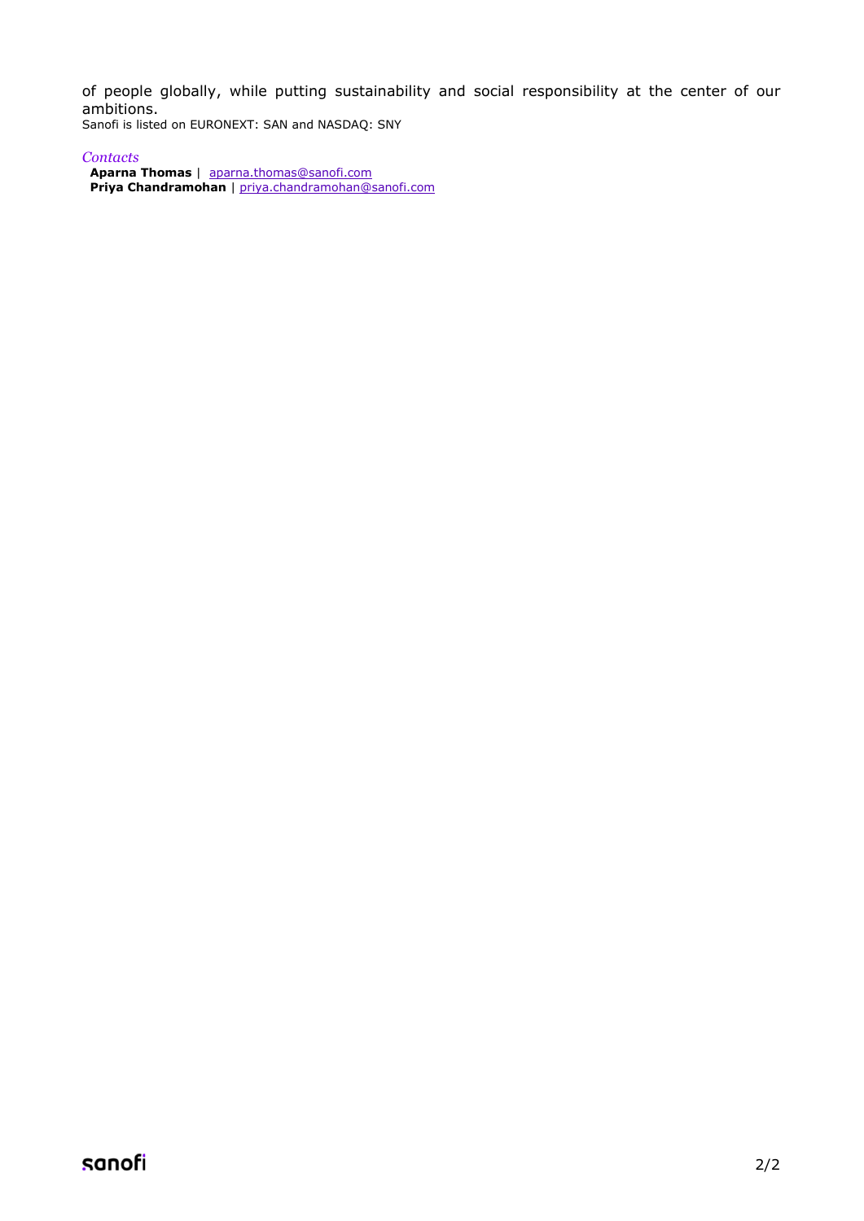of people globally, while putting sustainability and social responsibility at the center of our ambitions.

Sanofi is listed on EURONEXT: SAN and NASDAQ: SNY

*Contacts*

**Aparna Thomas** | aparna.thomas@sanofi.com
**Priya Chandramohan** | priya.chandramohan@sanofi.com